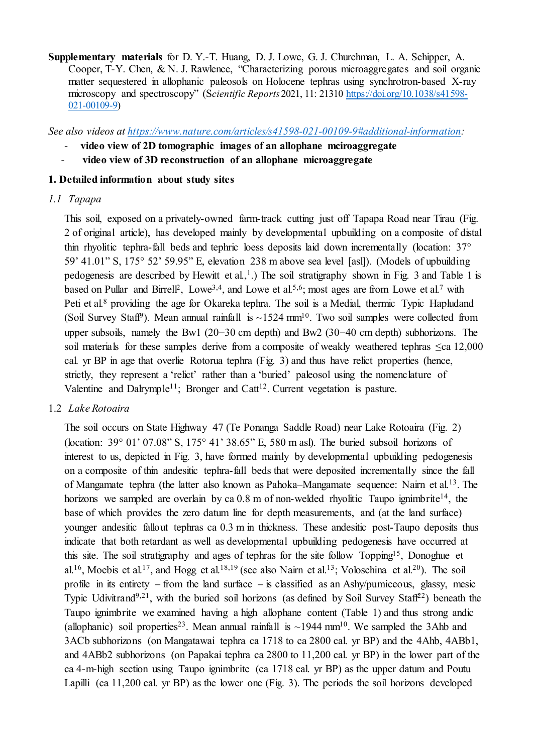**Supplementary materials** for D. Y.-T. Huang, D. J. Lowe, G. J. Churchman, L. A. Schipper, A. Cooper, T-Y. Chen, & N. J. Rawlence, "Characterizing porous microaggregates and soil organic matter sequestered in allophanic paleosols on Holocene tephras using synchrotron-based X-ray microscopy and spectroscopy" (*Scientific Reports* 2021, 11: 21310 https://doi.org/10.1038/s41598-021-00109-9)

*See also videos at https://www.nature.com/articles/s41598-021-00109-9#additional-information:*

- **video view of 2D tomographic images of an allophane mciroaggregate**
- **video view of 3D reconstruction of an allophane microaggregate**

## 1. Detailed information about study sites

### *1.1 Tapapa*

This soil, exposed on a privately-owned farm-track cutting just off Tapapa Road near Tirau (Fig. 2 of original article), has developed mainly by developmental upbuilding on a composite of distal thin rhyolitic tephra-fall beds and tephric loess deposits laid down incrementally (location: 37° 59' 41.01" S, 175° 52' 59.95" E, elevation 238 m above sea level [asl]). (Models of upbuilding pedogenesis are described by Hewitt et al.,[1].) The soil stratigraphy shown in Fig. 3 and Table 1 is based on Pullar and Birrell[2], Lowe[3,4], and Lowe et al.[5,6]; most ages are from Lowe et al.[7] with Peti et al.[8] providing the age for Okareka tephra. The soil is a Medial, thermic Typic Hapludand (Soil Survey Staff[9]). Mean annual rainfall is ~1524 mm[10]. Two soil samples were collected from upper subsoils, namely the Bw1 (20−30 cm depth) and Bw2 (30−40 cm depth) subhorizons. The soil materials for these samples derive from a composite of weakly weathered tephras ≤ca 12,000 cal. yr BP in age that overlie Rotorua tephra (Fig. 3) and thus have relict properties (hence, strictly, they represent a 'relict' rather than a 'buried' paleosol using the nomenclature of Valentine and Dalrymple[11]; Bronger and Catt[12]. Current vegetation is pasture.

### 1.2 *Lake Rotoaira*

The soil occurs on State Highway 47 (Te Ponanga Saddle Road) near Lake Rotoaira (Fig. 2) (location: 39° 01' 07.08" S, 175° 41' 38.65" E, 580 m asl). The buried subsoil horizons of interest to us, depicted in Fig. 3, have formed mainly by developmental upbuilding pedogenesis on a composite of thin andesitic tephra-fall beds that were deposited incrementally since the fall of Mangamate tephra (the latter also known as Pahoka–Mangamate sequence: Nairn et al.[13]. The horizons we sampled are overlain by ca 0.8 m of non-welded rhyolitic Taupo ignimbrite[14], the base of which provides the zero datum line for depth measurements, and (at the land surface) younger andesitic fallout tephras ca 0.3 m in thickness. These andesitic post-Taupo deposits thus indicate that both retardant as well as developmental upbuilding pedogenesis have occurred at this site. The soil stratigraphy and ages of tephras for the site follow Topping[15], Donoghue et al.[16], Moebis et al.[17], and Hogg et al.[18,19] (see also Nairn et al.[13]; Voloschina et al.[20]). The soil profile in its entirety – from the land surface – is classified as an Ashy/pumiceous, glassy, mesic Typic Udivitrand[9,21], with the buried soil horizons (as defined by Soil Survey Staff[22]) beneath the Taupo ignimbrite we examined having a high allophane content (Table 1) and thus strong andic (allophanic) soil properties[23]. Mean annual rainfall is ~1944 mm[10]. We sampled the 3Ahb and 3ACb subhorizons (on Mangatawai tephra ca 1718 to ca 2800 cal. yr BP) and the 4Ahb, 4ABb1, and 4ABb2 subhorizons (on Papakai tephra ca 2800 to 11,200 cal. yr BP) in the lower part of the ca 4-m-high section using Taupo ignimbrite (ca 1718 cal. yr BP) as the upper datum and Poutu Lapilli (ca 11,200 cal. yr BP) as the lower one (Fig. 3). The periods the soil horizons developed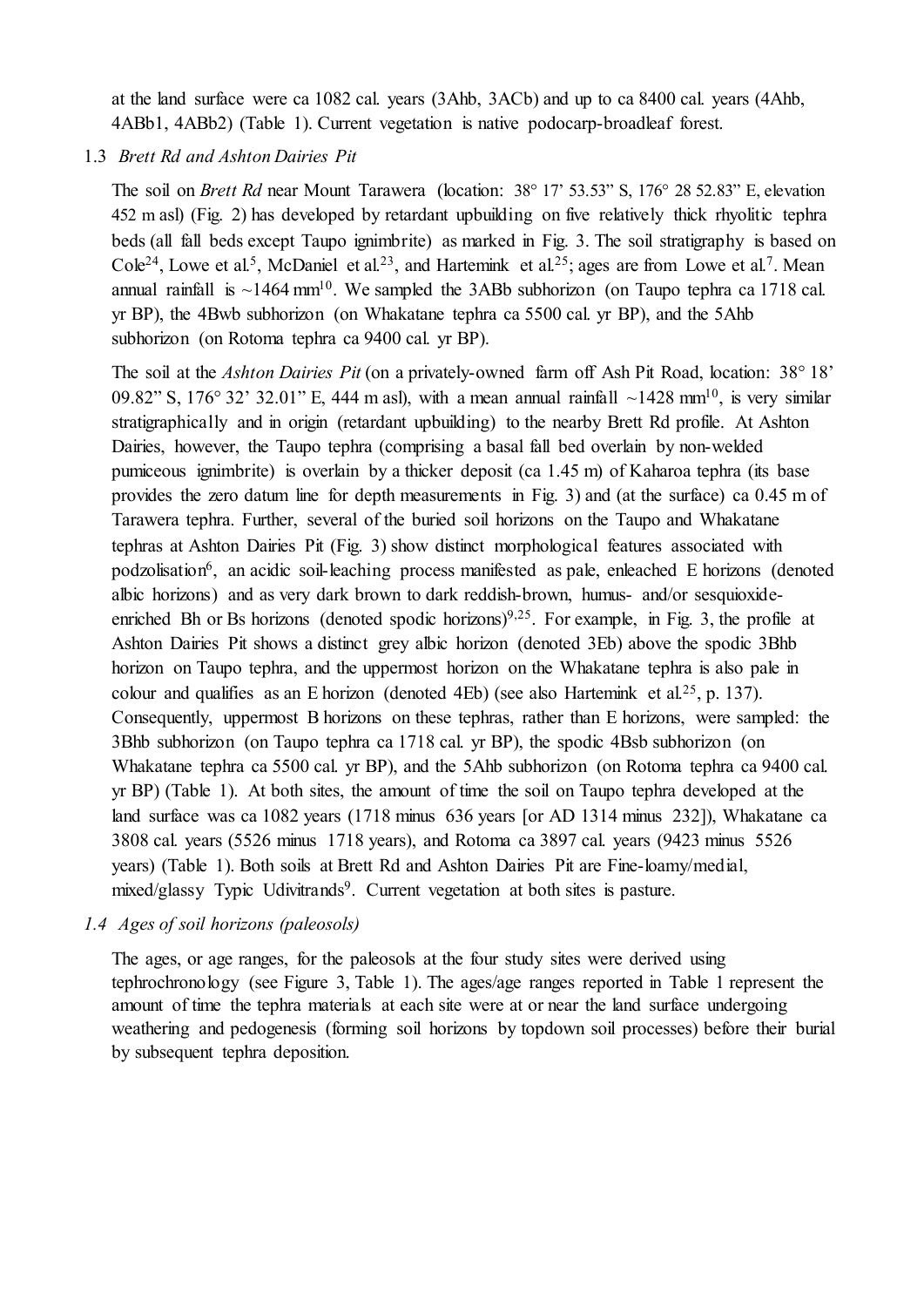at the land surface were ca 1082 cal. years (3Ahb, 3ACb) and up to ca 8400 cal. years (4Ahb, 4ABb1, 4ABb2) (Table 1). Current vegetation is native podocarp-broadleaf forest.

### 1.3 *Brett Rd and Ashton Dairies Pit*

The soil on *Brett Rd* near Mount Tarawera (location: 38° 17' 53.53" S, 176° 28 52.83" E, elevation 452 m asl) (Fig. 2) has developed by retardant upbuilding on five relatively thick rhyolitic tephra beds (all fall beds except Taupo ignimbrite) as marked in Fig. 3. The soil stratigraphy is based on Cole[24], Lowe et al.[5], McDaniel et al.[23], and Hartemink et al.[25]; ages are from Lowe et al.[7]. Mean annual rainfall is ~1464 mm[10]. We sampled the 3ABb subhorizon (on Taupo tephra ca 1718 cal. yr BP), the 4Bwb subhorizon (on Whakatane tephra ca 5500 cal. yr BP), and the 5Ahb subhorizon (on Rotoma tephra ca 9400 cal. yr BP).

The soil at the *Ashton Dairies Pit* (on a privately-owned farm off Ash Pit Road, location: 38° 18' 09.82" S, 176° 32' 32.01" E, 444 m asl), with a mean annual rainfall ~1428 mm[10], is very similar stratigraphically and in origin (retardant upbuilding) to the nearby Brett Rd profile. At Ashton Dairies, however, the Taupo tephra (comprising a basal fall bed overlain by non-welded pumiceous ignimbrite) is overlain by a thicker deposit (ca 1.45 m) of Kaharoa tephra (its base provides the zero datum line for depth measurements in Fig. 3) and (at the surface) ca 0.45 m of Tarawera tephra. Further, several of the buried soil horizons on the Taupo and Whakatane tephras at Ashton Dairies Pit (Fig. 3) show distinct morphological features associated with podzolisation[6], an acidic soil-leaching process manifested as pale, enleached E horizons (denoted albic horizons) and as very dark brown to dark reddish-brown, humus- and/or sesquioxide-enriched Bh or Bs horizons (denoted spodic horizons)[9,25]. For example, in Fig. 3, the profile at Ashton Dairies Pit shows a distinct grey albic horizon (denoted 3Eb) above the spodic 3Bhb horizon on Taupo tephra, and the uppermost horizon on the Whakatane tephra is also pale in colour and qualifies as an E horizon (denoted 4Eb) (see also Hartemink et al.[25], p. 137). Consequently, uppermost B horizons on these tephras, rather than E horizons, were sampled: the 3Bhb subhorizon (on Taupo tephra ca 1718 cal. yr BP), the spodic 4Bsb subhorizon (on Whakatane tephra ca 5500 cal. yr BP), and the 5Ahb subhorizon (on Rotoma tephra ca 9400 cal. yr BP) (Table 1). At both sites, the amount of time the soil on Taupo tephra developed at the land surface was ca 1082 years (1718 minus 636 years [or AD 1314 minus 232]), Whakatane ca 3808 cal. years (5526 minus 1718 years), and Rotoma ca 3897 cal. years (9423 minus 5526 years) (Table 1). Both soils at Brett Rd and Ashton Dairies Pit are Fine-loamy/medial, mixed/glassy Typic Udivitrands[9]. Current vegetation at both sites is pasture.

### *1.4 Ages of soil horizons (paleosols)*

The ages, or age ranges, for the paleosols at the four study sites were derived using tephrochronology (see Figure 3, Table 1). The ages/age ranges reported in Table 1 represent the amount of time the tephra materials at each site were at or near the land surface undergoing weathering and pedogenesis (forming soil horizons by topdown soil processes) before their burial by subsequent tephra deposition.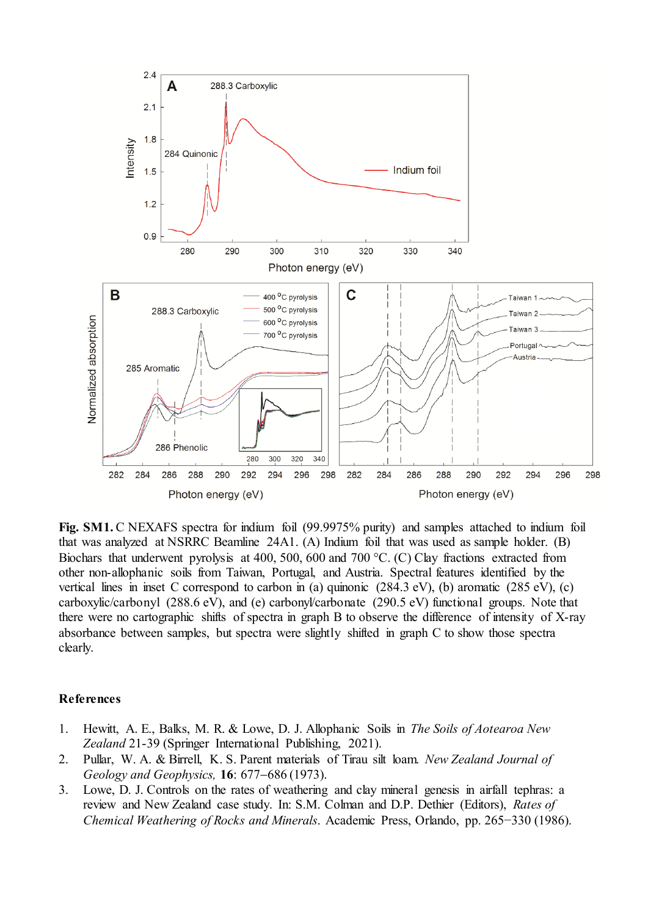A

288.3 Carboxylic

284 Quinonic

Indium foil

Intensity

2.4
2.1
1.8
1.5
1.2
0.9

280 290 300 310 320 330 340

Photon energy (eV)

B

288.3 Carboxylic

285 Aromatic

286 Phenolic

400 °C pyrolysis
500 °C pyrolysis
600 °C pyrolysis
700 °C pyrolysis

280 300 320 340

Normalized absorption

282 284 286 288 290 292 294 296 298

Photon energy (eV)

C

Taiwan 1
Taiwan 2
Taiwan 3
Portugal
Austria

282 284 286 288 290 292 294 296 298

Photon energy (eV)

**Fig. SM1.** C NEXAFS spectra for indium foil (99.9975% purity) and samples attached to indium foil that was analyzed at NSRRC Beamline 24A1. (A) Indium foil that was used as sample holder. (B) Biochars that underwent pyrolysis at 400, 500, 600 and 700 °C. (C) Clay fractions extracted from other non-allophanic soils from Taiwan, Portugal, and Austria. Spectral features identified by the vertical lines in inset C correspond to carbon in (a) quinonic (284.3 eV), (b) aromatic (285 eV), (c) carboxylic/carbonyl (288.6 eV), and (e) carbonyl/carbonate (290.5 eV) functional groups. Note that there were no cartographic shifts of spectra in graph B to observe the difference of intensity of X-ray absorbance between samples, but spectra were slightly shifted in graph C to show those spectra clearly.

## References

1. Hewitt, A. E., Balks, M. R. & Lowe, D. J. Allophanic Soils in *The Soils of Aotearoa New Zealand* 21-39 (Springer International Publishing, 2021).
2. Pullar, W. A. & Birrell, K. S. Parent materials of Tirau silt loam. *New Zealand Journal of Geology and Geophysics,* **16**: 677–686 (1973).
3. Lowe, D. J. Controls on the rates of weathering and clay mineral genesis in airfall tephras: a review and New Zealand case study. In: S.M. Colman and D.P. Dethier (Editors), *Rates of Chemical Weathering of Rocks and Minerals*. Academic Press, Orlando, pp. 265−330 (1986).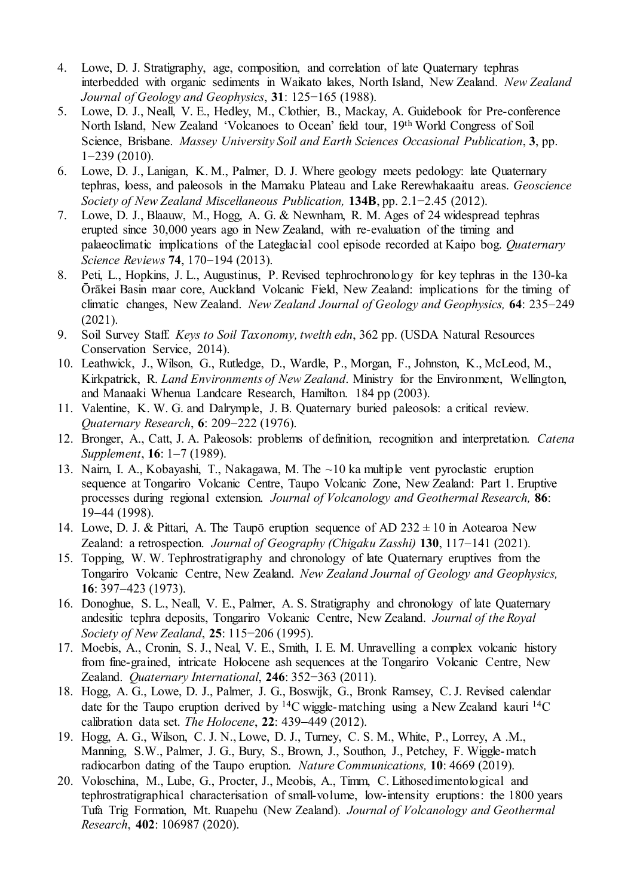4. Lowe, D. J. Stratigraphy, age, composition, and correlation of late Quaternary tephras interbedded with organic sediments in Waikato lakes, North Island, New Zealand. *New Zealand Journal of Geology and Geophysics*, **31**: 125−165 (1988).
5. Lowe, D. J., Neall, V. E., Hedley, M., Clothier, B., Mackay, A. Guidebook for Pre-conference North Island, New Zealand 'Volcanoes to Ocean' field tour, 19th World Congress of Soil Science, Brisbane. *Massey University Soil and Earth Sciences Occasional Publication*, **3**, pp. 1−239 (2010).
6. Lowe, D. J., Lanigan, K. M., Palmer, D. J. Where geology meets pedology: late Quaternary tephras, loess, and paleosols in the Mamaku Plateau and Lake Rerewhakaaitu areas. *Geoscience Society of New Zealand Miscellaneous Publication,* **134B**, pp. 2.1−2.45 (2012).
7. Lowe, D. J., Blaauw, M., Hogg, A. G. & Newnham, R. M. Ages of 24 widespread tephras erupted since 30,000 years ago in New Zealand, with re-evaluation of the timing and palaeoclimatic implications of the Lateglacial cool episode recorded at Kaipo bog. *Quaternary Science Reviews* **74**, 170−194 (2013).
8. Peti, L., Hopkins, J. L., Augustinus, P. Revised tephrochronology for key tephras in the 130-ka Ōrākei Basin maar core, Auckland Volcanic Field, New Zealand: implications for the timing of climatic changes, New Zealand. *New Zealand Journal of Geology and Geophysics,* **64**: 235−249 (2021).
9. Soil Survey Staff. *Keys to Soil Taxonomy, twelth edn*, 362 pp. (USDA Natural Resources Conservation Service, 2014).
10. Leathwick, J., Wilson, G., Rutledge, D., Wardle, P., Morgan, F., Johnston, K., McLeod, M., Kirkpatrick, R. *Land Environments of New Zealand*. Ministry for the Environment, Wellington, and Manaaki Whenua Landcare Research, Hamilton. 184 pp (2003).
11. Valentine, K. W. G. and Dalrymple, J. B. Quaternary buried paleosols: a critical review. *Quaternary Research*, **6**: 209−222 (1976).
12. Bronger, A., Catt, J. A. Paleosols: problems of definition, recognition and interpretation. *Catena Supplement*, **16**: 1−7 (1989).
13. Nairn, I. A., Kobayashi, T., Nakagawa, M. The ~10 ka multiple vent pyroclastic eruption sequence at Tongariro Volcanic Centre, Taupo Volcanic Zone, New Zealand: Part 1. Eruptive processes during regional extension. *Journal of Volcanology and Geothermal Research,* **86**: 19−44 (1998).
14. Lowe, D. J. & Pittari, A. The Taupō eruption sequence of AD 232 ± 10 in Aotearoa New Zealand: a retrospection. *Journal of Geography (Chigaku Zasshi)* **130**, 117−141 (2021).
15. Topping, W. W. Tephrostratigraphy and chronology of late Quaternary eruptives from the Tongariro Volcanic Centre, New Zealand. *New Zealand Journal of Geology and Geophysics,* **16**: 397−423 (1973).
16. Donoghue, S. L., Neall, V. E., Palmer, A. S. Stratigraphy and chronology of late Quaternary andesitic tephra deposits, Tongariro Volcanic Centre, New Zealand. *Journal of the Royal Society of New Zealand*, **25**: 115−206 (1995).
17. Moebis, A., Cronin, S. J., Neal, V. E., Smith, I. E. M. Unravelling a complex volcanic history from fine-grained, intricate Holocene ash sequences at the Tongariro Volcanic Centre, New Zealand. *Quaternary International*, **246**: 352−363 (2011).
18. Hogg, A. G., Lowe, D. J., Palmer, J. G., Boswijk, G., Bronk Ramsey, C. J. Revised calendar date for the Taupo eruption derived by $^{14}C$ wiggle-matching using a New Zealand kauri $^{14}C$ calibration data set. *The Holocene*, **22**: 439−449 (2012).
19. Hogg, A. G., Wilson, C. J. N., Lowe, D. J., Turney, C. S. M., White, P., Lorrey, A .M., Manning, S.W., Palmer, J. G., Bury, S., Brown, J., Southon, J., Petchey, F. Wiggle-match radiocarbon dating of the Taupo eruption. *Nature Communications,* **10**: 4669 (2019).
20. Voloschina, M., Lube, G., Procter, J., Meobis, A., Timm, C. Lithosedimentological and tephrostratigraphical characterisation of small-volume, low-intensity eruptions: the 1800 years Tufa Trig Formation, Mt. Ruapehu (New Zealand). *Journal of Volcanology and Geothermal Research*, **402**: 106987 (2020).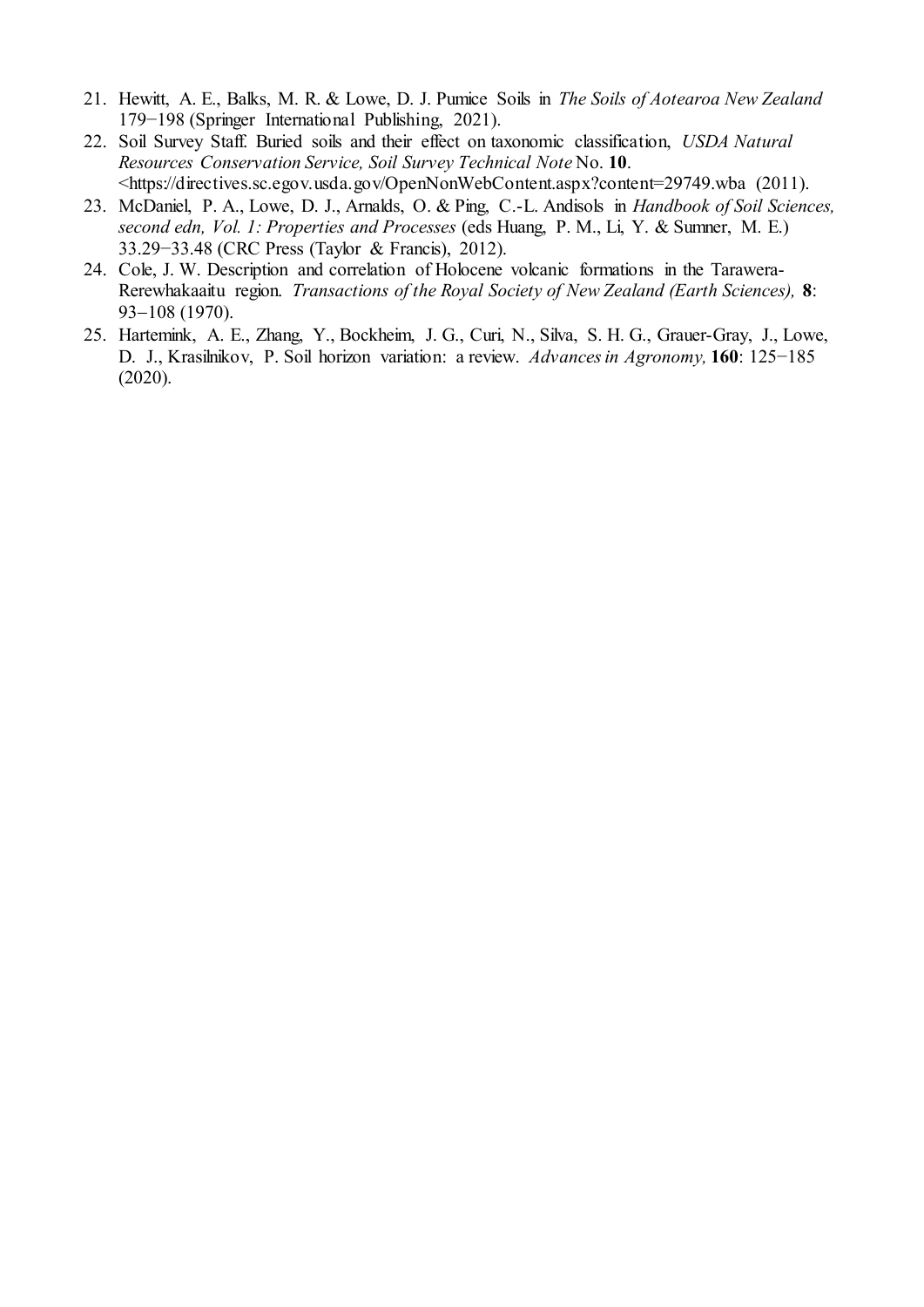21. Hewitt, A. E., Balks, M. R. & Lowe, D. J. Pumice Soils in *The Soils of Aotearoa New Zealand* 179−198 (Springer International Publishing, 2021).
22. Soil Survey Staff. Buried soils and their effect on taxonomic classification, *USDA Natural Resources Conservation Service, Soil Survey Technical Note* No. **10**. <https://directives.sc.egov.usda.gov/OpenNonWebContent.aspx?content=29749.wba (2011).
23. McDaniel, P. A., Lowe, D. J., Arnalds, O. & Ping, C.-L. Andisols in *Handbook of Soil Sciences, second edn, Vol. 1: Properties and Processes* (eds Huang, P. M., Li, Y. & Sumner, M. E.) 33.29−33.48 (CRC Press (Taylor & Francis), 2012).
24. Cole, J. W. Description and correlation of Holocene volcanic formations in the Tarawera-Rerewhakaaitu region. *Transactions of the Royal Society of New Zealand (Earth Sciences),* **8**: 93−108 (1970).
25. Hartemink, A. E., Zhang, Y., Bockheim, J. G., Curi, N., Silva, S. H. G., Grauer-Gray, J., Lowe, D. J., Krasilnikov, P. Soil horizon variation: a review. *Advances in Agronomy,* **160**: 125−185 (2020).